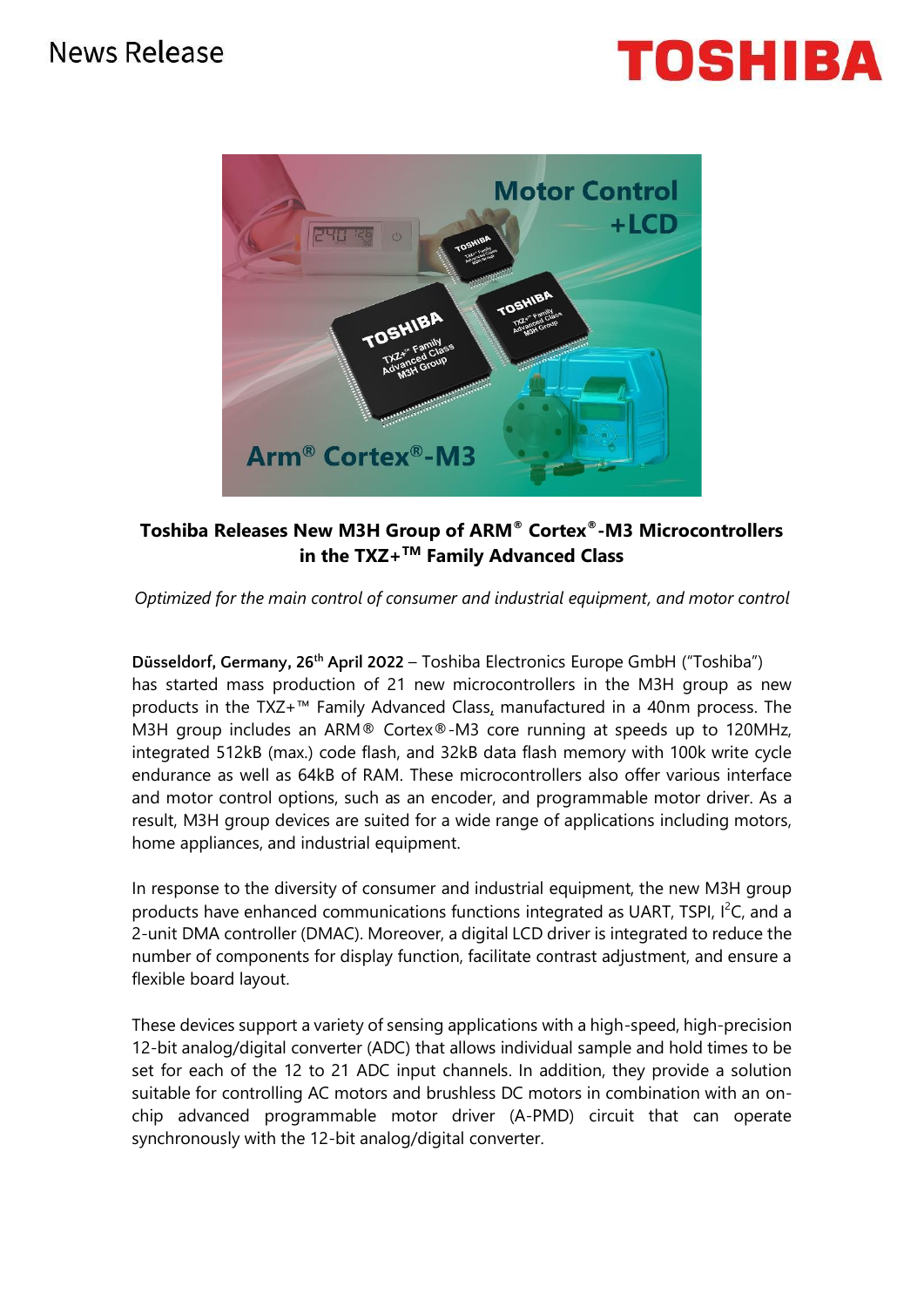News Release

# Toshiba Releases New M3H Group of ARM® Cortex®-M3 Microcontrollers in the TXZ+™ Family Advanced Class

*Optimized for the main control of consumer and industrial equipment, and motor control*

**Düsseldorf, Germany, 26th April 2022** – Toshiba Electronics Europe GmbH ("Toshiba") has started mass production of 21 new microcontrollers in the M3H group as new products in the TXZ+™ Family Advanced Class, manufactured in a 40nm process. The M3H group includes an ARM® Cortex®-M3 core running at speeds up to 120MHz, integrated 512kB (max.) code flash, and 32kB data flash memory with 100k write cycle endurance as well as 64kB of RAM. These microcontrollers also offer various interface and motor control options, such as an encoder, and programmable motor driver. As a result, M3H group devices are suited for a wide range of applications including motors, home appliances, and industrial equipment.

In response to the diversity of consumer and industrial equipment, the new M3H group products have enhanced communications functions integrated as UART, TSPI, I²C, and a 2-unit DMA controller (DMAC). Moreover, a digital LCD driver is integrated to reduce the number of components for display function, facilitate contrast adjustment, and ensure a flexible board layout.

These devices support a variety of sensing applications with a high-speed, high-precision 12-bit analog/digital converter (ADC) that allows individual sample and hold times to be set for each of the 12 to 21 ADC input channels. In addition, they provide a solution suitable for controlling AC motors and brushless DC motors in combination with an on-chip advanced programmable motor driver (A-PMD) circuit that can operate synchronously with the 12-bit analog/digital converter.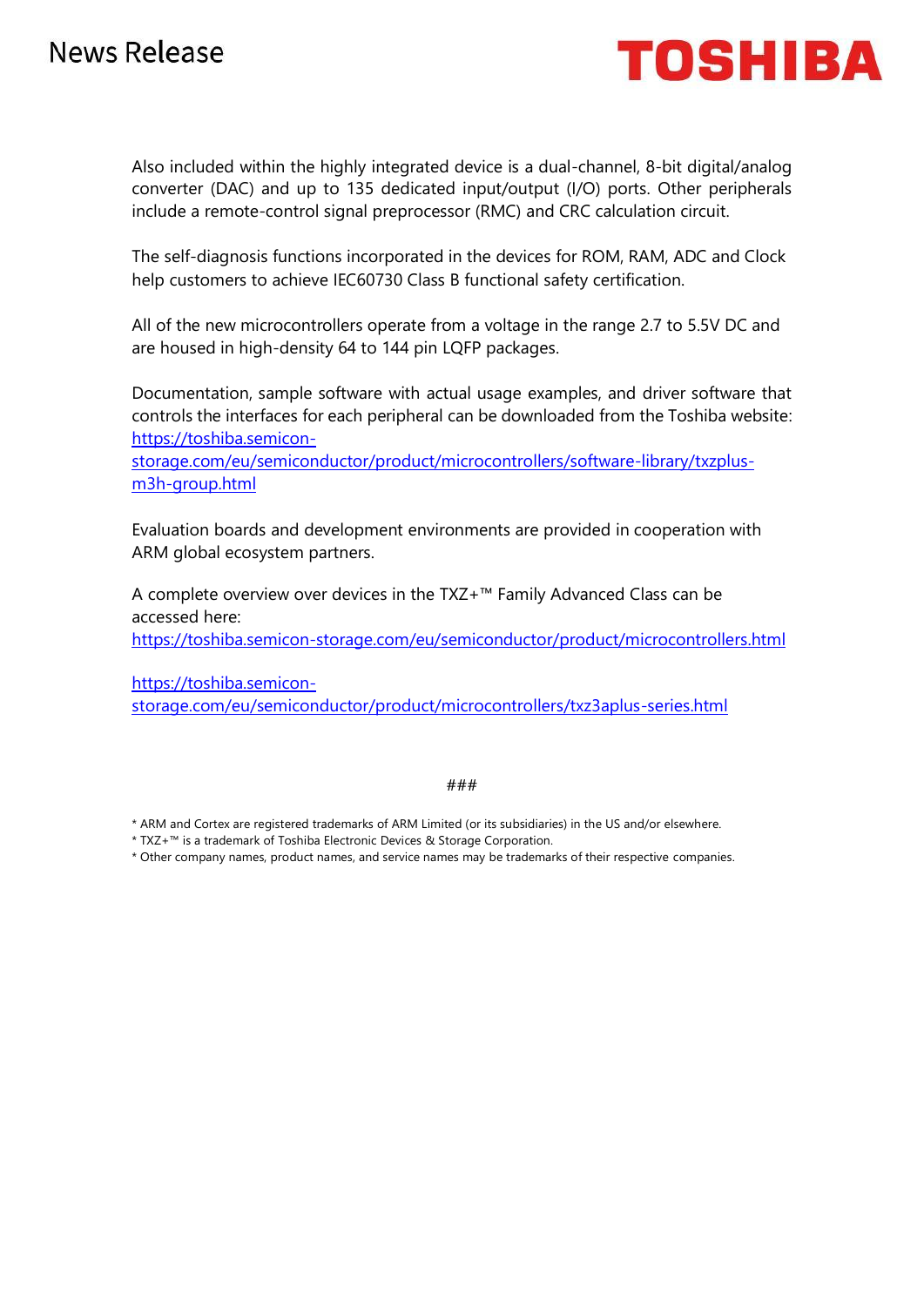Also included within the highly integrated device is a dual-channel, 8-bit digital/analog converter (DAC) and up to 135 dedicated input/output (I/O) ports. Other peripherals include a remote-control signal preprocessor (RMC) and CRC calculation circuit.

The self-diagnosis functions incorporated in the devices for ROM, RAM, ADC and Clock help customers to achieve IEC60730 Class B functional safety certification.

All of the new microcontrollers operate from a voltage in the range 2.7 to 5.5V DC and are housed in high-density 64 to 144 pin LQFP packages.

Documentation, sample software with actual usage examples, and driver software that controls the interfaces for each peripheral can be downloaded from the Toshiba website: [https://toshiba.semicon-storage.com/eu/semiconductor/product/microcontrollers/software-library/txzplus-m3h-group.html](https://toshiba.semicon-storage.com/eu/semiconductor/product/microcontrollers/software-library/txzplus-m3h-group.html)

Evaluation boards and development environments are provided in cooperation with ARM global ecosystem partners.

A complete overview over devices in the TXZ+™ Family Advanced Class can be accessed here:
[https://toshiba.semicon-storage.com/eu/semiconductor/product/microcontrollers.html](https://toshiba.semicon-storage.com/eu/semiconductor/product/microcontrollers.html)

[https://toshiba.semicon-storage.com/eu/semiconductor/product/microcontrollers/txz3aplus-series.html](https://toshiba.semicon-storage.com/eu/semiconductor/product/microcontrollers/txz3aplus-series.html)

###

* ARM and Cortex are registered trademarks of ARM Limited (or its subsidiaries) in the US and/or elsewhere.
* TXZ+™ is a trademark of Toshiba Electronic Devices & Storage Corporation.
* Other company names, product names, and service names may be trademarks of their respective companies.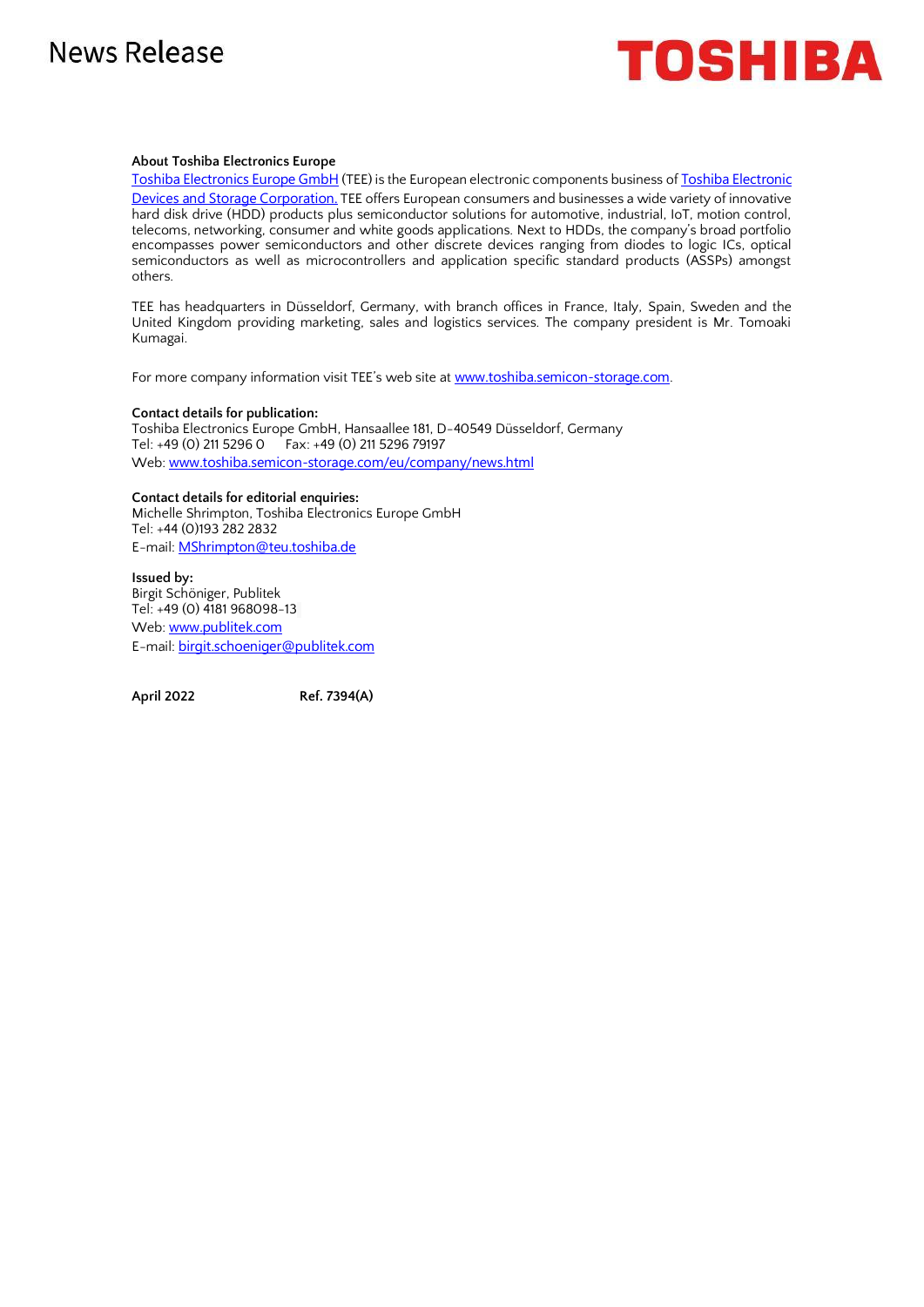**About Toshiba Electronics Europe**

Toshiba Electronics Europe GmbH (TEE) is the European electronic components business of Toshiba Electronic Devices and Storage Corporation. TEE offers European consumers and businesses a wide variety of innovative hard disk drive (HDD) products plus semiconductor solutions for automotive, industrial, IoT, motion control, telecoms, networking, consumer and white goods applications. Next to HDDs, the company's broad portfolio encompasses power semiconductors and other discrete devices ranging from diodes to logic ICs, optical semiconductors as well as microcontrollers and application specific standard products (ASSPs) amongst others.

TEE has headquarters in Düsseldorf, Germany, with branch offices in France, Italy, Spain, Sweden and the United Kingdom providing marketing, sales and logistics services. The company president is Mr. Tomoaki Kumagai.

For more company information visit TEE's web site at www.toshiba.semicon-storage.com.

**Contact details for publication:**
Toshiba Electronics Europe GmbH, Hansaallee 181, D-40549 Düsseldorf, Germany
Tel: +49 (0) 211 5296 0 Fax: +49 (0) 211 5296 79197
Web: www.toshiba.semicon-storage.com/eu/company/news.html

**Contact details for editorial enquiries:**
Michelle Shrimpton, Toshiba Electronics Europe GmbH
Tel: +44 (0)193 282 2832
E-mail: MShrimpton@teu.toshiba.de

**Issued by:**
Birgit Schöniger, Publitek
Tel: +49 (0) 4181 968098-13
Web: www.publitek.com
E-mail: birgit.schoeniger@publitek.com

**April 2022** **Ref. 7394(A)**